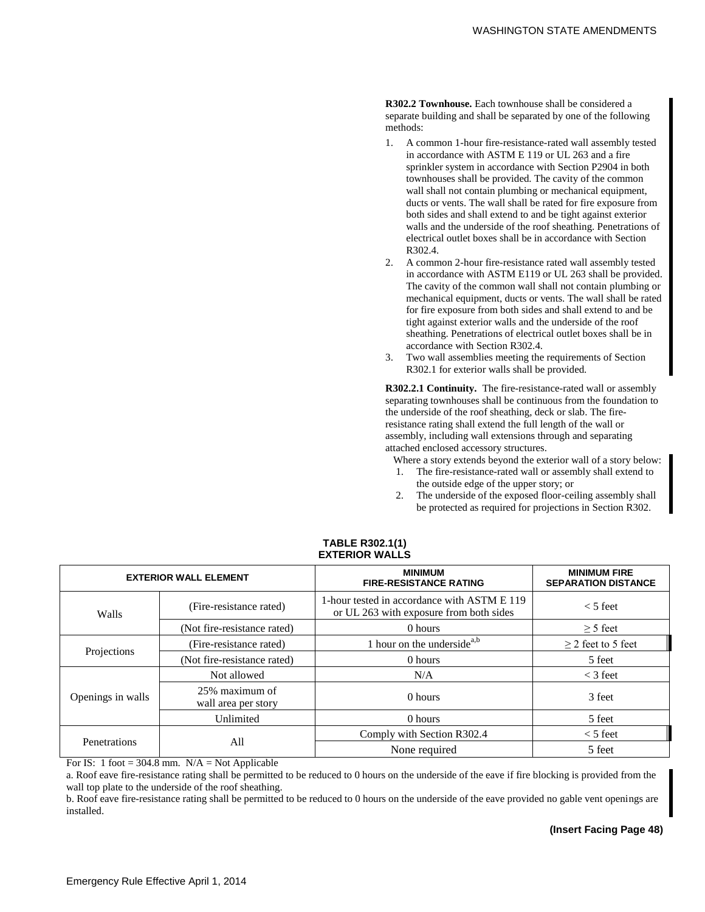**R302.2 Townhouse.** Each townhouse shall be considered a separate building and shall be separated by one of the following methods:

1. A common 1-hour fire-resistance-rated wall assembly tested in accordance with ASTM E 119 or UL 263 and a fire sprinkler system in accordance with Section P2904 in both townhouses shall be provided. The cavity of the common wall shall not contain plumbing or mechanical equipment, ducts or vents. The wall shall be rated for fire exposure from both sides and shall extend to and be tight against exterior walls and the underside of the roof sheathing. Penetrations of electrical outlet boxes shall be in accordance with Section R302.4.
2. A common 2-hour fire-resistance rated wall assembly tested in accordance with ASTM E119 or UL 263 shall be provided. The cavity of the common wall shall not contain plumbing or mechanical equipment, ducts or vents. The wall shall be rated for fire exposure from both sides and shall extend to and be tight against exterior walls and the underside of the roof sheathing. Penetrations of electrical outlet boxes shall be in accordance with Section R302.4.
3. Two wall assemblies meeting the requirements of Section R302.1 for exterior walls shall be provided.

**R302.2.1 Continuity.** The fire-resistance-rated wall or assembly separating townhouses shall be continuous from the foundation to the underside of the roof sheathing, deck or slab. The fire-resistance rating shall extend the full length of the wall or assembly, including wall extensions through and separating attached enclosed accessory structures.

Where a story extends beyond the exterior wall of a story below:

1. The fire-resistance-rated wall or assembly shall extend to the outside edge of the upper story; or
2. The underside of the exposed floor-ceiling assembly shall be protected as required for projections in Section R302.

**TABLE R302.1(1)**
**EXTERIOR WALLS**

| EXTERIOR WALL ELEMENT | | MINIMUM FIRE-RESISTANCE RATING | MINIMUM FIRE SEPARATION DISTANCE |
|---|---|---|---|
| Walls | (Fire-resistance rated) | 1-hour tested in accordance with ASTM E 119 or UL 263 with exposure from both sides | < 5 feet |
| | (Not fire-resistance rated) | 0 hours | ≥ 5 feet |
| Projections | (Fire-resistance rated) | 1 hour on the underside[a,b] | ≥ 2 feet to 5 feet |
| | (Not fire-resistance rated) | 0 hours | 5 feet |
| Openings in walls | Not allowed | N/A | < 3 feet |
| | 25% maximum of wall area per story | 0 hours | 3 feet |
| | Unlimited | 0 hours | 5 feet |
| Penetrations | All | Comply with Section R302.4 | < 5 feet |
| | | None required | 5 feet |

For IS: 1 foot = 304.8 mm. N/A = Not Applicable

a. Roof eave fire-resistance rating shall be permitted to be reduced to 0 hours on the underside of the eave if fire blocking is provided from the wall top plate to the underside of the roof sheathing.

b. Roof eave fire-resistance rating shall be permitted to be reduced to 0 hours on the underside of the eave provided no gable vent openings are installed.

**(Insert Facing Page 48)**

Emergency Rule Effective April 1, 2014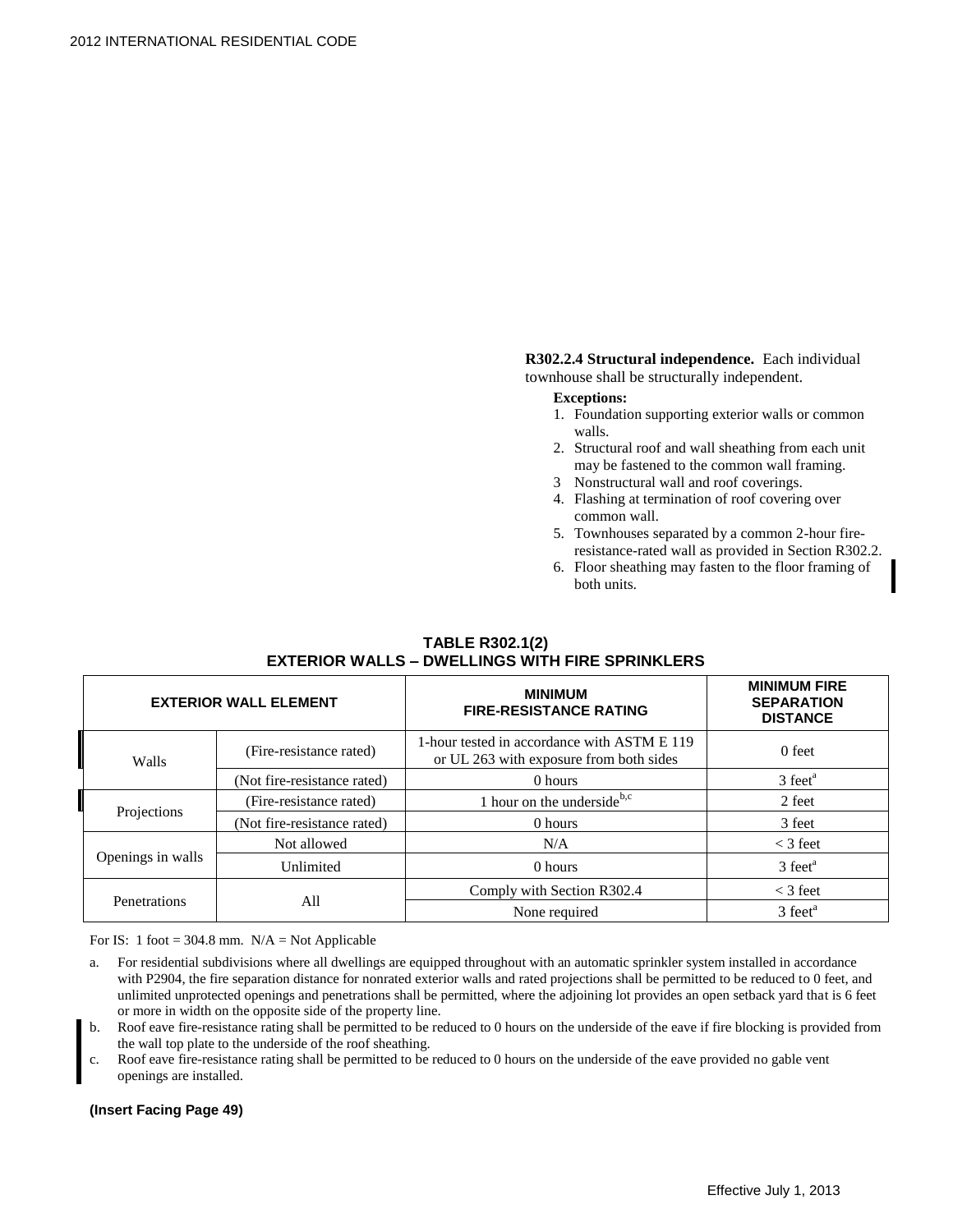**R302.2.4 Structural independence.** Each individual townhouse shall be structurally independent.

**Exceptions:**

1. Foundation supporting exterior walls or common walls.
2. Structural roof and wall sheathing from each unit may be fastened to the common wall framing.
3. Nonstructural wall and roof coverings.
4. Flashing at termination of roof covering over common wall.
5. Townhouses separated by a common 2-hour fire-resistance-rated wall as provided in Section R302.2.
6. Floor sheathing may fasten to the floor framing of both units.

**TABLE R302.1(2)
EXTERIOR WALLS – DWELLINGS WITH FIRE SPRINKLERS**

| EXTERIOR WALL ELEMENT | | MINIMUM FIRE-RESISTANCE RATING | MINIMUM FIRE SEPARATION DISTANCE |
|---|---|---|---|
| Walls | (Fire-resistance rated) | 1-hour tested in accordance with ASTM E 119 or UL 263 with exposure from both sides | 0 feet |
| | (Not fire-resistance rated) | 0 hours | 3 feet[a] |
| Projections | (Fire-resistance rated) | 1 hour on the underside[b,c] | 2 feet |
| | (Not fire-resistance rated) | 0 hours | 3 feet |
| Openings in walls | Not allowed | N/A | < 3 feet |
| | Unlimited | 0 hours | 3 feet[a] |
| Penetrations | All | Comply with Section R302.4 | < 3 feet |
| | | None required | 3 feet[a] |

For IS: 1 foot = 304.8 mm. N/A = Not Applicable

a. For residential subdivisions where all dwellings are equipped throughout with an automatic sprinkler system installed in accordance with P2904, the fire separation distance for nonrated exterior walls and rated projections shall be permitted to be reduced to 0 feet, and unlimited unprotected openings and penetrations shall be permitted, where the adjoining lot provides an open setback yard that is 6 feet or more in width on the opposite side of the property line.

b. Roof eave fire-resistance rating shall be permitted to be reduced to 0 hours on the underside of the eave if fire blocking is provided from the wall top plate to the underside of the roof sheathing.

c. Roof eave fire-resistance rating shall be permitted to be reduced to 0 hours on the underside of the eave provided no gable vent openings are installed.

**(Insert Facing Page 49)**

Effective July 1, 2013